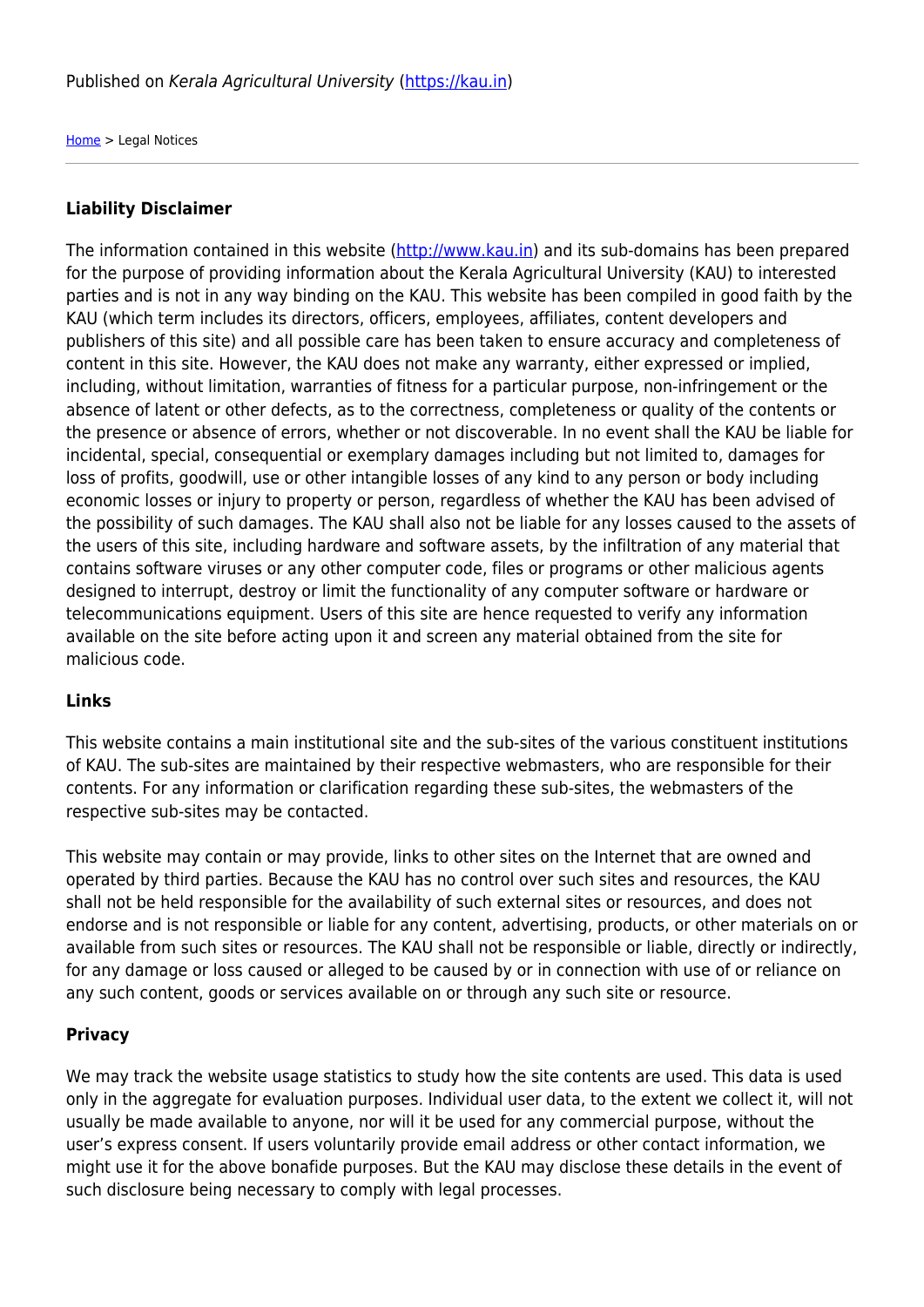Published on *Kerala Agricultural University* (https://kau.in)

Home > Legal Notices

---

**Liability Disclaimer**

The information contained in this website (http://www.kau.in) and its sub-domains has been prepared for the purpose of providing information about the Kerala Agricultural University (KAU) to interested parties and is not in any way binding on the KAU. This website has been compiled in good faith by the KAU (which term includes its directors, officers, employees, affiliates, content developers and publishers of this site) and all possible care has been taken to ensure accuracy and completeness of content in this site. However, the KAU does not make any warranty, either expressed or implied, including, without limitation, warranties of fitness for a particular purpose, non-infringement or the absence of latent or other defects, as to the correctness, completeness or quality of the contents or the presence or absence of errors, whether or not discoverable. In no event shall the KAU be liable for incidental, special, consequential or exemplary damages including but not limited to, damages for loss of profits, goodwill, use or other intangible losses of any kind to any person or body including economic losses or injury to property or person, regardless of whether the KAU has been advised of the possibility of such damages. The KAU shall also not be liable for any losses caused to the assets of the users of this site, including hardware and software assets, by the infiltration of any material that contains software viruses or any other computer code, files or programs or other malicious agents designed to interrupt, destroy or limit the functionality of any computer software or hardware or telecommunications equipment. Users of this site are hence requested to verify any information available on the site before acting upon it and screen any material obtained from the site for malicious code.

**Links**

This website contains a main institutional site and the sub-sites of the various constituent institutions of KAU. The sub-sites are maintained by their respective webmasters, who are responsible for their contents. For any information or clarification regarding these sub-sites, the webmasters of the respective sub-sites may be contacted.

This website may contain or may provide, links to other sites on the Internet that are owned and operated by third parties. Because the KAU has no control over such sites and resources, the KAU shall not be held responsible for the availability of such external sites or resources, and does not endorse and is not responsible or liable for any content, advertising, products, or other materials on or available from such sites or resources. The KAU shall not be responsible or liable, directly or indirectly, for any damage or loss caused or alleged to be caused by or in connection with use of or reliance on any such content, goods or services available on or through any such site or resource.

**Privacy**

We may track the website usage statistics to study how the site contents are used. This data is used only in the aggregate for evaluation purposes. Individual user data, to the extent we collect it, will not usually be made available to anyone, nor will it be used for any commercial purpose, without the user's express consent. If users voluntarily provide email address or other contact information, we might use it for the above bonafide purposes. But the KAU may disclose these details in the event of such disclosure being necessary to comply with legal processes.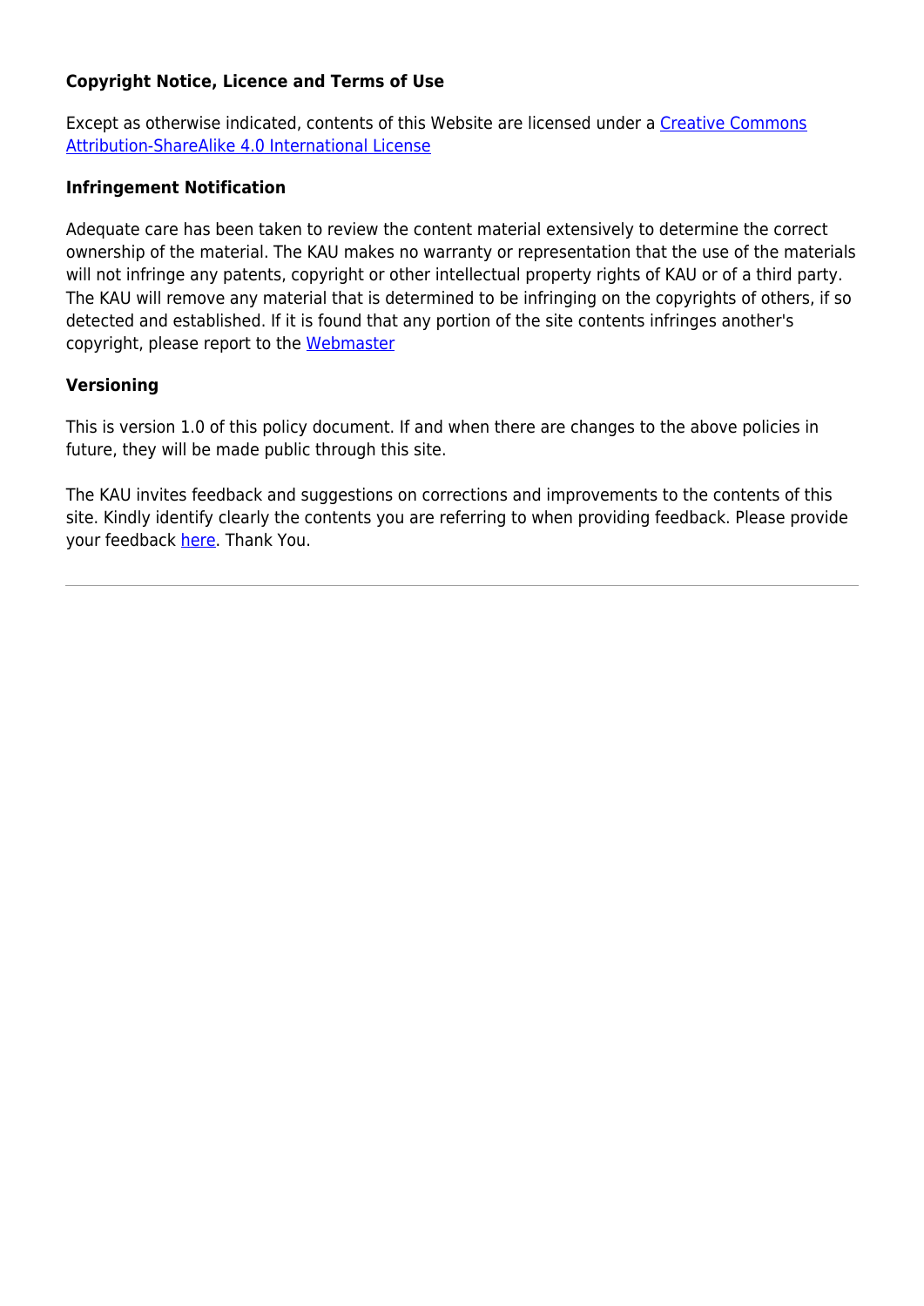**Copyright Notice, Licence and Terms of Use**

Except as otherwise indicated, contents of this Website are licensed under a Creative Commons Attribution-ShareAlike 4.0 International License

**Infringement Notification**

Adequate care has been taken to review the content material extensively to determine the correct ownership of the material. The KAU makes no warranty or representation that the use of the materials will not infringe any patents, copyright or other intellectual property rights of KAU or of a third party. The KAU will remove any material that is determined to be infringing on the copyrights of others, if so detected and established. If it is found that any portion of the site contents infringes another's copyright, please report to the Webmaster

**Versioning**

This is version 1.0 of this policy document. If and when there are changes to the above policies in future, they will be made public through this site.

The KAU invites feedback and suggestions on corrections and improvements to the contents of this site. Kindly identify clearly the contents you are referring to when providing feedback. Please provide your feedback here. Thank You.

---